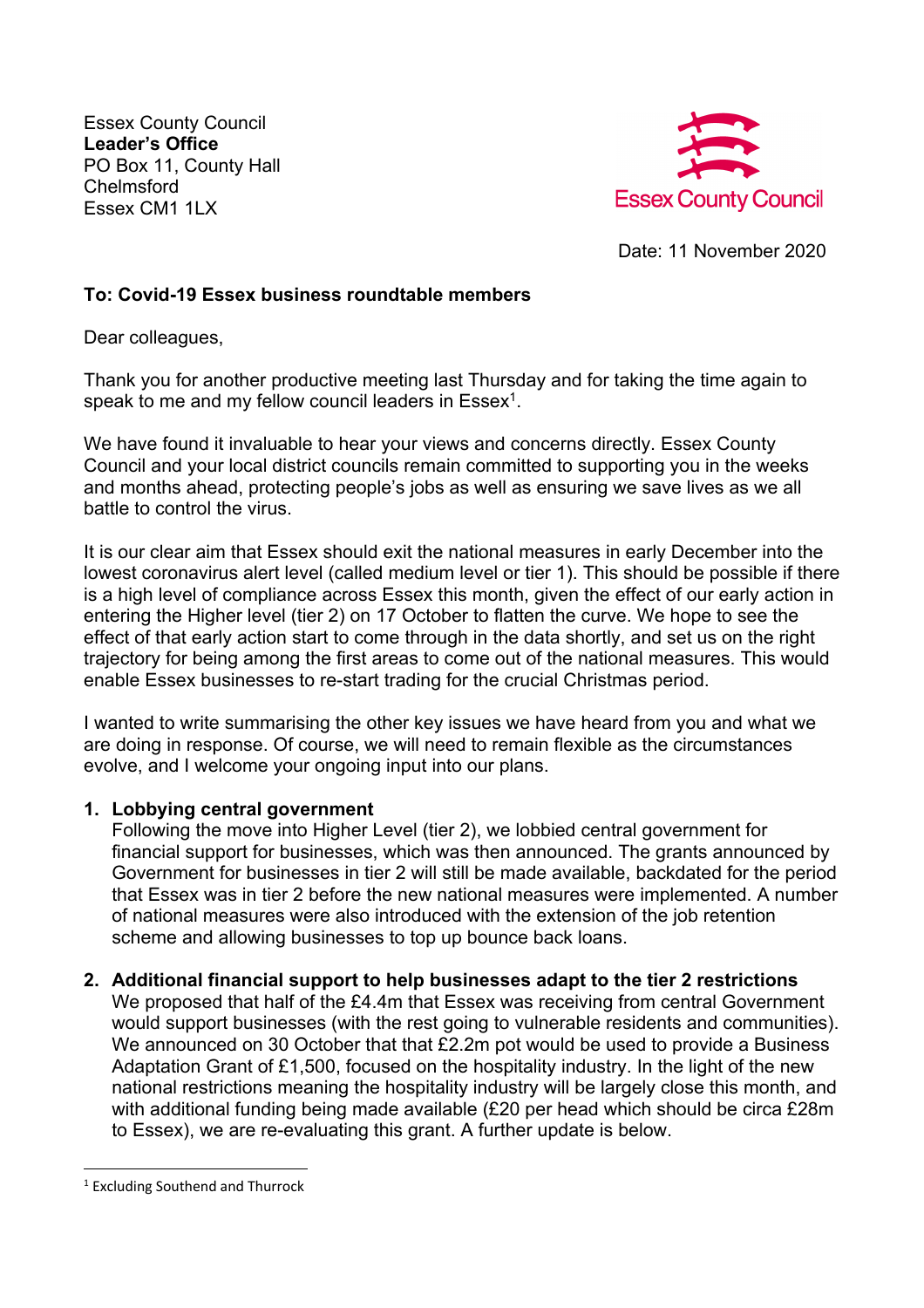Essex County Council
**Leader's Office**
PO Box 11, County Hall
Chelmsford
Essex CM1 1LX

Essex County Council

Date: 11 November 2020

**To: Covid-19 Essex business roundtable members**

Dear colleagues,

Thank you for another productive meeting last Thursday and for taking the time again to speak to me and my fellow council leaders in Essex[1].

We have found it invaluable to hear your views and concerns directly. Essex County Council and your local district councils remain committed to supporting you in the weeks and months ahead, protecting people's jobs as well as ensuring we save lives as we all battle to control the virus.

It is our clear aim that Essex should exit the national measures in early December into the lowest coronavirus alert level (called medium level or tier 1). This should be possible if there is a high level of compliance across Essex this month, given the effect of our early action in entering the Higher level (tier 2) on 17 October to flatten the curve. We hope to see the effect of that early action start to come through in the data shortly, and set us on the right trajectory for being among the first areas to come out of the national measures. This would enable Essex businesses to re-start trading for the crucial Christmas period.

I wanted to write summarising the other key issues we have heard from you and what we are doing in response. Of course, we will need to remain flexible as the circumstances evolve, and I welcome your ongoing input into our plans.

1. **Lobbying central government**
   Following the move into Higher Level (tier 2), we lobbied central government for financial support for businesses, which was then announced. The grants announced by Government for businesses in tier 2 will still be made available, backdated for the period that Essex was in tier 2 before the new national measures were implemented. A number of national measures were also introduced with the extension of the job retention scheme and allowing businesses to top up bounce back loans.

2. **Additional financial support to help businesses adapt to the tier 2 restrictions**
   We proposed that half of the £4.4m that Essex was receiving from central Government would support businesses (with the rest going to vulnerable residents and communities). We announced on 30 October that that £2.2m pot would be used to provide a Business Adaptation Grant of £1,500, focused on the hospitality industry. In the light of the new national restrictions meaning the hospitality industry will be largely close this month, and with additional funding being made available (£20 per head which should be circa £28m to Essex), we are re-evaluating this grant. A further update is below.

[1] Excluding Southend and Thurrock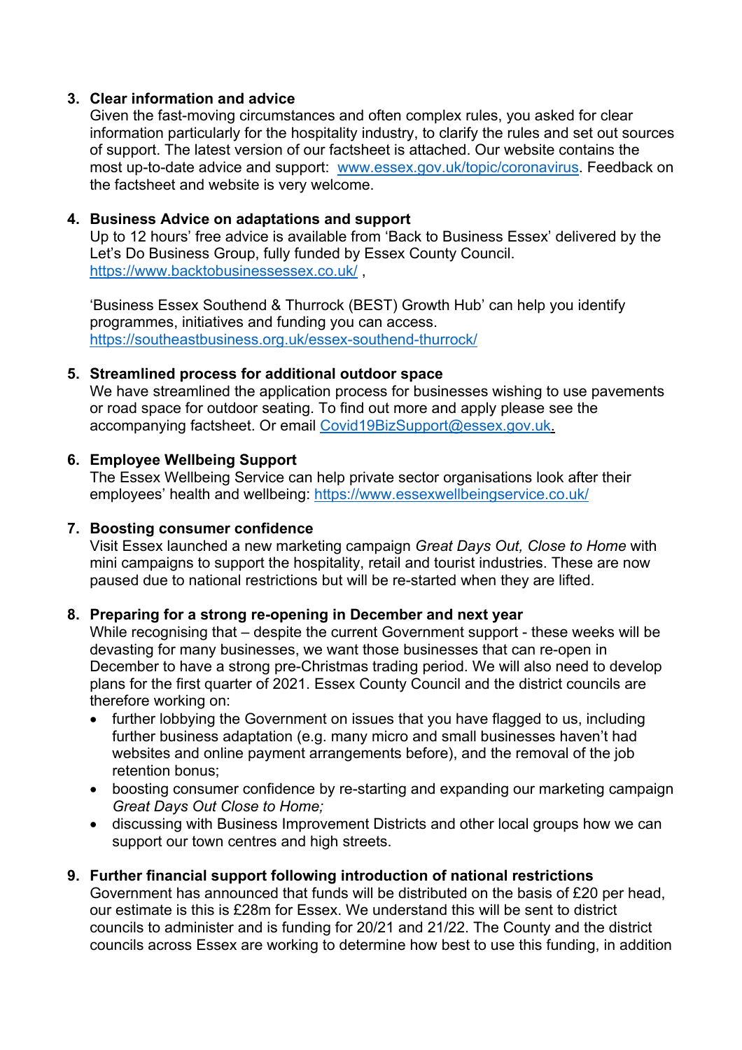3. **Clear information and advice**
   Given the fast-moving circumstances and often complex rules, you asked for clear information particularly for the hospitality industry, to clarify the rules and set out sources of support. The latest version of our factsheet is attached. Our website contains the most up-to-date advice and support: [www.essex.gov.uk/topic/coronavirus](www.essex.gov.uk/topic/coronavirus). Feedback on the factsheet and website is very welcome.

4. **Business Advice on adaptations and support**
   Up to 12 hours' free advice is available from 'Back to Business Essex' delivered by the Let's Do Business Group, fully funded by Essex County Council. [https://www.backtobusinessessex.co.uk/](https://www.backtobusinessessex.co.uk/) ,

   'Business Essex Southend & Thurrock (BEST) Growth Hub' can help you identify programmes, initiatives and funding you can access. [https://southeastbusiness.org.uk/essex-southend-thurrock/](https://southeastbusiness.org.uk/essex-southend-thurrock/)

5. **Streamlined process for additional outdoor space**
   We have streamlined the application process for businesses wishing to use pavements or road space for outdoor seating. To find out more and apply please see the accompanying factsheet. Or email [Covid19BizSupport@essex.gov.uk](mailto:Covid19BizSupport@essex.gov.uk).

6. **Employee Wellbeing Support**
   The Essex Wellbeing Service can help private sector organisations look after their employees' health and wellbeing: [https://www.essexwellbeingservice.co.uk/](https://www.essexwellbeingservice.co.uk/)

7. **Boosting consumer confidence**
   Visit Essex launched a new marketing campaign *Great Days Out, Close to Home* with mini campaigns to support the hospitality, retail and tourist industries. These are now paused due to national restrictions but will be re-started when they are lifted.

8. **Preparing for a strong re-opening in December and next year**
   While recognising that – despite the current Government support - these weeks will be devasting for many businesses, we want those businesses that can re-open in December to have a strong pre-Christmas trading period. We will also need to develop plans for the first quarter of 2021. Essex County Council and the district councils are therefore working on:
   - further lobbying the Government on issues that you have flagged to us, including further business adaptation (e.g. many micro and small businesses haven't had websites and online payment arrangements before), and the removal of the job retention bonus;
   - boosting consumer confidence by re-starting and expanding our marketing campaign *Great Days Out Close to Home;*
   - discussing with Business Improvement Districts and other local groups how we can support our town centres and high streets.

9. **Further financial support following introduction of national restrictions**
   Government has announced that funds will be distributed on the basis of £20 per head, our estimate is this is £28m for Essex. We understand this will be sent to district councils to administer and is funding for 20/21 and 21/22. The County and the district councils across Essex are working to determine how best to use this funding, in addition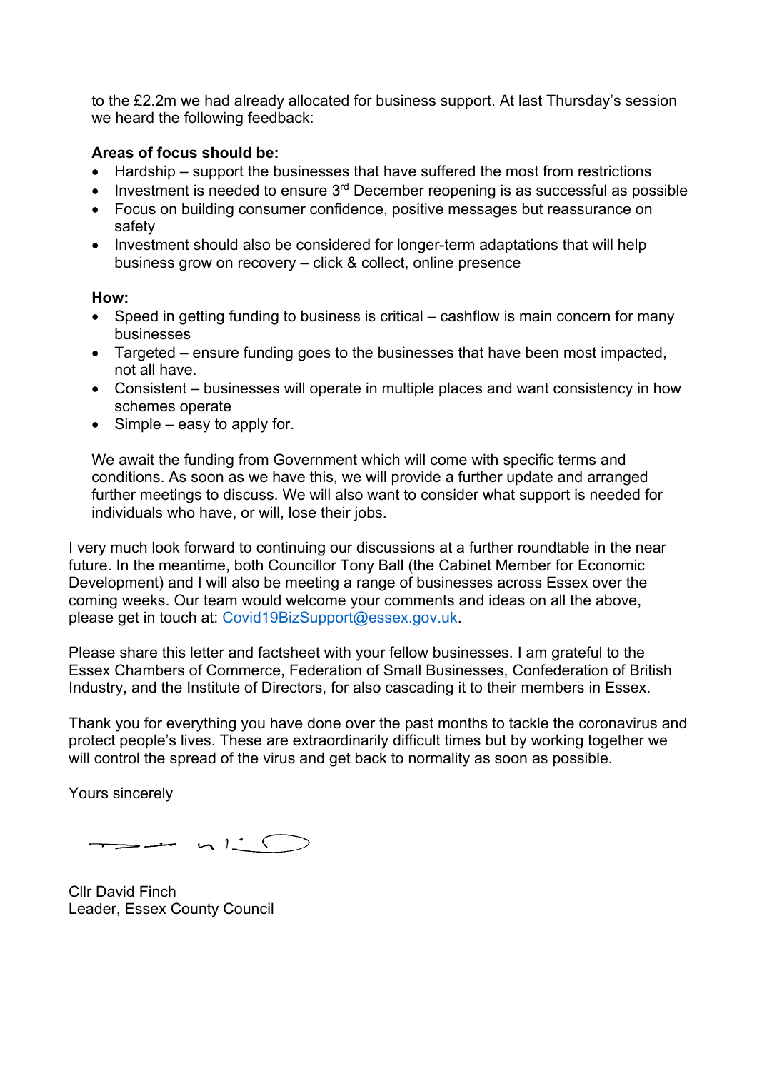to the £2.2m we had already allocated for business support. At last Thursday's session we heard the following feedback:

**Areas of focus should be:**

- Hardship – support the businesses that have suffered the most from restrictions
- Investment is needed to ensure 3rd December reopening is as successful as possible
- Focus on building consumer confidence, positive messages but reassurance on safety
- Investment should also be considered for longer-term adaptations that will help business grow on recovery – click & collect, online presence

**How:**

- Speed in getting funding to business is critical – cashflow is main concern for many businesses
- Targeted – ensure funding goes to the businesses that have been most impacted, not all have.
- Consistent – businesses will operate in multiple places and want consistency in how schemes operate
- Simple – easy to apply for.

We await the funding from Government which will come with specific terms and conditions. As soon as we have this, we will provide a further update and arranged further meetings to discuss. We will also want to consider what support is needed for individuals who have, or will, lose their jobs.

I very much look forward to continuing our discussions at a further roundtable in the near future. In the meantime, both Councillor Tony Ball (the Cabinet Member for Economic Development) and I will also be meeting a range of businesses across Essex over the coming weeks. Our team would welcome your comments and ideas on all the above, please get in touch at: Covid19BizSupport@essex.gov.uk.

Please share this letter and factsheet with your fellow businesses. I am grateful to the Essex Chambers of Commerce, Federation of Small Businesses, Confederation of British Industry, and the Institute of Directors, for also cascading it to their members in Essex.

Thank you for everything you have done over the past months to tackle the coronavirus and protect people's lives. These are extraordinarily difficult times but by working together we will control the spread of the virus and get back to normality as soon as possible.

Yours sincerely

Cllr David Finch
Leader, Essex County Council